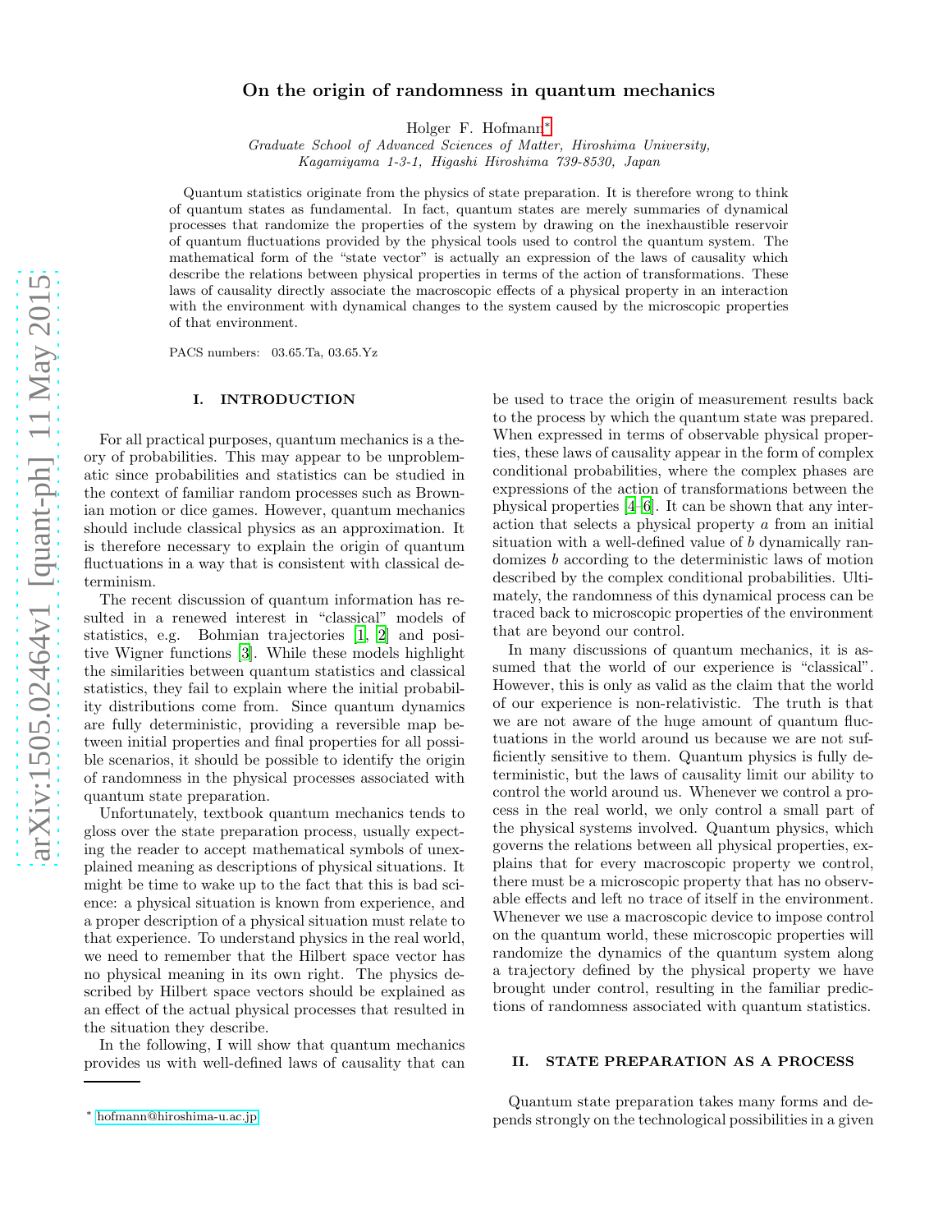# On the origin of randomness in quantum mechanics

Holger F. Hofmann*

*Graduate School of Advanced Sciences of Matter, Hiroshima University, Kagamiyama 1-3-1, Higashi Hiroshima 739-8530, Japan*

Quantum statistics originate from the physics of state preparation. It is therefore wrong to think of quantum states as fundamental. In fact, quantum states are merely summaries of dynamical processes that randomize the properties of the system by drawing on the inexhaustible reservoir of quantum fluctuations provided by the physical tools used to control the quantum system. The mathematical form of the "state vector" is actually an expression of the laws of causality which describe the relations between physical properties in terms of the action of transformations. These laws of causality directly associate the macroscopic effects of a physical property in an interaction with the environment with dynamical changes to the system caused by the microscopic properties of that environment.

PACS numbers: 03.65.Ta, 03.65.Yz

## I. INTRODUCTION

For all practical purposes, quantum mechanics is a theory of probabilities. This may appear to be unproblematic since probabilities and statistics can be studied in the context of familiar random processes such as Brownian motion or dice games. However, quantum mechanics should include classical physics as an approximation. It is therefore necessary to explain the origin of quantum fluctuations in a way that is consistent with classical determinism.

The recent discussion of quantum information has resulted in a renewed interest in "classical" models of statistics, e.g. Bohmian trajectories [1, 2] and positive Wigner functions [3]. While these models highlight the similarities between quantum statistics and classical statistics, they fail to explain where the initial probability distributions come from. Since quantum dynamics are fully deterministic, providing a reversible map between initial properties and final properties for all possible scenarios, it should be possible to identify the origin of randomness in the physical processes associated with quantum state preparation.

Unfortunately, textbook quantum mechanics tends to gloss over the state preparation process, usually expecting the reader to accept mathematical symbols of unexplained meaning as descriptions of physical situations. It might be time to wake up to the fact that this is bad science: a physical situation is known from experience, and a proper description of a physical situation must relate to that experience. To understand physics in the real world, we need to remember that the Hilbert space vector has no physical meaning in its own right. The physics described by Hilbert space vectors should be explained as an effect of the actual physical processes that resulted in the situation they describe.

In the following, I will show that quantum mechanics provides us with well-defined laws of causality that can be used to trace the origin of measurement results back to the process by which the quantum state was prepared. When expressed in terms of observable physical properties, these laws of causality appear in the form of complex conditional probabilities, where the complex phases are expressions of the action of transformations between the physical properties [4–6]. It can be shown that any interaction that selects a physical property $a$ from an initial situation with a well-defined value of $b$ dynamically randomizes $b$ according to the deterministic laws of motion described by the complex conditional probabilities. Ultimately, the randomness of this dynamical process can be traced back to microscopic properties of the environment that are beyond our control.

In many discussions of quantum mechanics, it is assumed that the world of our experience is "classical". However, this is only as valid as the claim that the world of our experience is non-relativistic. The truth is that we are not aware of the huge amount of quantum fluctuations in the world around us because we are not sufficiently sensitive to them. Quantum physics is fully deterministic, but the laws of causality limit our ability to control the world around us. Whenever we control a process in the real world, we only control a small part of the physical systems involved. Quantum physics, which governs the relations between all physical properties, explains that for every macroscopic property we control, there must be a microscopic property that has no observable effects and left no trace of itself in the environment. Whenever we use a macroscopic device to impose control on the quantum world, these microscopic properties will randomize the dynamics of the quantum system along a trajectory defined by the physical property we have brought under control, resulting in the familiar predictions of randomness associated with quantum statistics.

## II. STATE PREPARATION AS A PROCESS

Quantum state preparation takes many forms and depends strongly on the technological possibilities in a given

* hofmann@hiroshima-u.ac.jp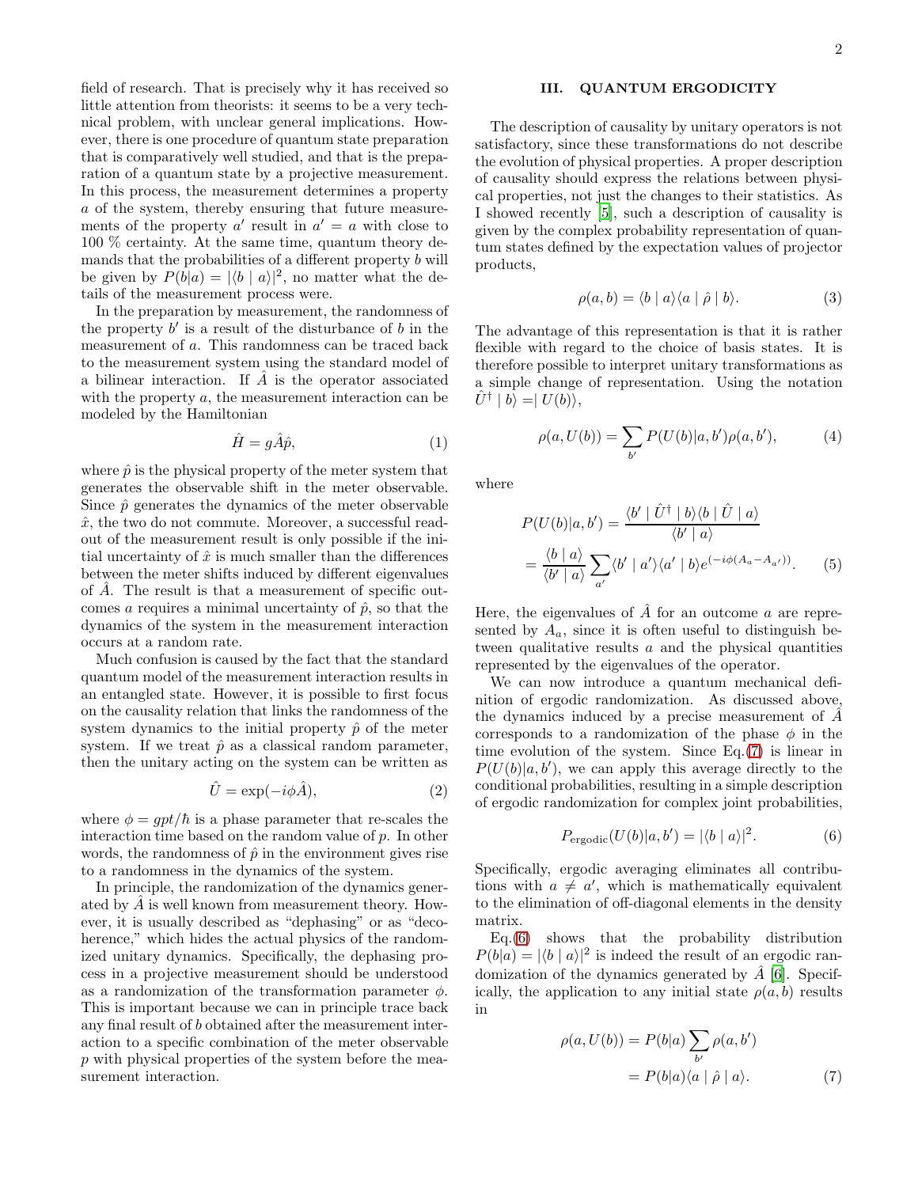field of research. That is precisely why it has received so little attention from theorists: it seems to be a very technical problem, with unclear general implications. However, there is one procedure of quantum state preparation that is comparatively well studied, and that is the preparation of a quantum state by a projective measurement. In this process, the measurement determines a property $a$ of the system, thereby ensuring that future measurements of the property $a'$ result in $a' = a$ with close to 100 % certainty. At the same time, quantum theory demands that the probabilities of a different property $b$ will be given by $P(b|a) = |\langle b \mid a\rangle|^2$, no matter what the details of the measurement process were.

In the preparation by measurement, the randomness of the property $b'$ is a result of the disturbance of $b$ in the measurement of $a$. This randomness can be traced back to the measurement system using the standard model of a bilinear interaction. If $\hat{A}$ is the operator associated with the property $a$, the measurement interaction can be modeled by the Hamiltonian

$$\hat{H} = g\hat{A}\hat{p}, \tag{1}$$

where $\hat{p}$ is the physical property of the meter system that generates the observable shift in the meter observable. Since $\hat{p}$ generates the dynamics of the meter observable $\hat{x}$, the two do not commute. Moreover, a successful readout of the measurement result is only possible if the initial uncertainty of $\hat{x}$ is much smaller than the differences between the meter shifts induced by different eigenvalues of $\hat{A}$. The result is that a measurement of specific outcomes $a$ requires a minimal uncertainty of $\hat{p}$, so that the dynamics of the system in the measurement interaction occurs at a random rate.

Much confusion is caused by the fact that the standard quantum model of the measurement interaction results in an entangled state. However, it is possible to first focus on the causality relation that links the randomness of the system dynamics to the initial property $\hat{p}$ of the meter system. If we treat $\hat{p}$ as a classical random parameter, then the unitary acting on the system can be written as

$$\hat{U} = \exp(-i\phi\hat{A}), \tag{2}$$

where $\phi = gpt/\hbar$ is a phase parameter that re-scales the interaction time based on the random value of $p$. In other words, the randomness of $\hat{p}$ in the environment gives rise to a randomness in the dynamics of the system.

In principle, the randomization of the dynamics generated by $\hat{A}$ is well known from measurement theory. However, it is usually described as "dephasing" or as "decoherence," which hides the actual physics of the randomized unitary dynamics. Specifically, the dephasing process in a projective measurement should be understood as a randomization of the transformation parameter $\phi$. This is important because we can in principle trace back any final result of $b$ obtained after the measurement interaction to a specific combination of the meter observable $p$ with physical properties of the system before the measurement interaction.

## III. QUANTUM ERGODICITY

The description of causality by unitary operators is not satisfactory, since these transformations do not describe the evolution of physical properties. A proper description of causality should express the relations between physical properties, not just the changes to their statistics. As I showed recently [5], such a description of causality is given by the complex probability representation of quantum states defined by the expectation values of projector products,

$$\rho(a,b) = \langle b \mid a\rangle\langle a \mid \hat{\rho} \mid b\rangle. \tag{3}$$

The advantage of this representation is that it is rather flexible with regard to the choice of basis states. It is therefore possible to interpret unitary transformations as a simple change of representation. Using the notation $\hat{U}^\dagger \mid b\rangle = \mid U(b)\rangle$,

$$\rho(a,U(b)) = \sum_{b'} P(U(b)|a,b')\rho(a,b'), \tag{4}$$

where

$$\begin{aligned} P(U(b)|a,b') &= \frac{\langle b' \mid \hat{U}^\dagger \mid b\rangle\langle b \mid \hat{U} \mid a\rangle}{\langle b' \mid a\rangle} \\ &= \frac{\langle b \mid a\rangle}{\langle b' \mid a\rangle}\sum_{a'}\langle b' \mid a'\rangle\langle a' \mid b\rangle e^{(-i\phi(A_a - A_{a'}))}. \end{aligned} \tag{5}$$

Here, the eigenvalues of $\hat{A}$ for an outcome $a$ are represented by $A_a$, since it is often useful to distinguish between qualitative results $a$ and the physical quantities represented by the eigenvalues of the operator.

We can now introduce a quantum mechanical definition of ergodic randomization. As discussed above, the dynamics induced by a precise measurement of $\hat{A}$ corresponds to a randomization of the phase $\phi$ in the time evolution of the system. Since Eq.(7) is linear in $P(U(b)|a,b')$, we can apply this average directly to the conditional probabilities, resulting in a simple description of ergodic randomization for complex joint probabilities,

$$P_{\text{ergodic}}(U(b)|a,b') = |\langle b \mid a\rangle|^2. \tag{6}$$

Specifically, ergodic averaging eliminates all contributions with $a \neq a'$, which is mathematically equivalent to the elimination of off-diagonal elements in the density matrix.

Eq.(6) shows that the probability distribution $P(b|a) = |\langle b \mid a\rangle|^2$ is indeed the result of an ergodic randomization of the dynamics generated by $\hat{A}$ [6]. Specifically, the application to any initial state $\rho(a,b)$ results in

$$\begin{aligned} \rho(a,U(b)) &= P(b|a)\sum_{b'}\rho(a,b') \\ &= P(b|a)\langle a \mid \hat{\rho} \mid a\rangle. \end{aligned} \tag{7}$$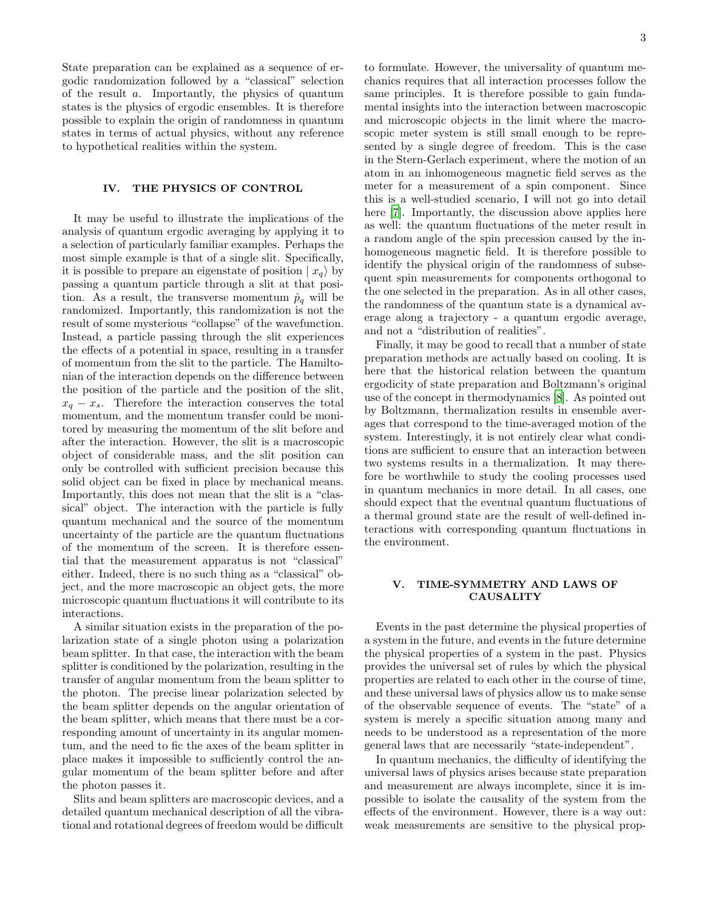State preparation can be explained as a sequence of ergodic randomization followed by a "classical" selection of the result $a$. Importantly, the physics of quantum states is the physics of ergodic ensembles. It is therefore possible to explain the origin of randomness in quantum states in terms of actual physics, without any reference to hypothetical realities within the system.

## IV. THE PHYSICS OF CONTROL

It may be useful to illustrate the implications of the analysis of quantum ergodic averaging by applying it to a selection of particularly familiar examples. Perhaps the most simple example is that of a single slit. Specifically, it is possible to prepare an eigenstate of position $\mid x_q\rangle$ by passing a quantum particle through a slit at that position. As a result, the transverse momentum $\hat{p}_q$ will be randomized. Importantly, this randomization is not the result of some mysterious "collapse" of the wavefunction. Instead, a particle passing through the slit experiences the effects of a potential in space, resulting in a transfer of momentum from the slit to the particle. The Hamiltonian of the interaction depends on the difference between the position of the particle and the position of the slit, $x_q - x_s$. Therefore the interaction conserves the total momentum, and the momentum transfer could be monitored by measuring the momentum of the slit before and after the interaction. However, the slit is a macroscopic object of considerable mass, and the slit position can only be controlled with sufficient precision because this solid object can be fixed in place by mechanical means. Importantly, this does not mean that the slit is a "classical" object. The interaction with the particle is fully quantum mechanical and the source of the momentum uncertainty of the particle are the quantum fluctuations of the momentum of the screen. It is therefore essential that the measurement apparatus is not "classical" either. Indeed, there is no such thing as a "classical" object, and the more macroscopic an object gets, the more microscopic quantum fluctuations it will contribute to its interactions.

A similar situation exists in the preparation of the polarization state of a single photon using a polarization beam splitter. In that case, the interaction with the beam splitter is conditioned by the polarization, resulting in the transfer of angular momentum from the beam splitter to the photon. The precise linear polarization selected by the beam splitter depends on the angular orientation of the beam splitter, which means that there must be a corresponding amount of uncertainty in its angular momentum, and the need to fic the axes of the beam splitter in place makes it impossible to sufficiently control the angular momentum of the beam splitter before and after the photon passes it.

Slits and beam splitters are macroscopic devices, and a detailed quantum mechanical description of all the vibrational and rotational degrees of freedom would be difficult to formulate. However, the universality of quantum mechanics requires that all interaction processes follow the same principles. It is therefore possible to gain fundamental insights into the interaction between macroscopic and microscopic objects in the limit where the macroscopic meter system is still small enough to be represented by a single degree of freedom. This is the case in the Stern-Gerlach experiment, where the motion of an atom in an inhomogeneous magnetic field serves as the meter for a measurement of a spin component. Since this is a well-studied scenario, I will not go into detail here [7]. Importantly, the discussion above applies here as well: the quantum fluctuations of the meter result in a random angle of the spin precession caused by the inhomogeneous magnetic field. It is therefore possible to identify the physical origin of the randomness of subsequent spin measurements for components orthogonal to the one selected in the preparation. As in all other cases, the randomness of the quantum state is a dynamical average along a trajectory - a quantum ergodic average, and not a "distribution of realities".

Finally, it may be good to recall that a number of state preparation methods are actually based on cooling. It is here that the historical relation between the quantum ergodicity of state preparation and Boltzmann's original use of the concept in thermodynamics [8]. As pointed out by Boltzmann, thermalization results in ensemble averages that correspond to the time-averaged motion of the system. Interestingly, it is not entirely clear what conditions are sufficient to ensure that an interaction between two systems results in a thermalization. It may therefore be worthwhile to study the cooling processes used in quantum mechanics in more detail. In all cases, one should expect that the eventual quantum fluctuations of a thermal ground state are the result of well-defined interactions with corresponding quantum fluctuations in the environment.

## V. TIME-SYMMETRY AND LAWS OF CAUSALITY

Events in the past determine the physical properties of a system in the future, and events in the future determine the physical properties of a system in the past. Physics provides the universal set of rules by which the physical properties are related to each other in the course of time, and these universal laws of physics allow us to make sense of the observable sequence of events. The "state" of a system is merely a specific situation among many and needs to be understood as a representation of the more general laws that are necessarily "state-independent".

In quantum mechanics, the difficulty of identifying the universal laws of physics arises because state preparation and measurement are always incomplete, since it is impossible to isolate the causality of the system from the effects of the environment. However, there is a way out: weak measurements are sensitive to the physical prop-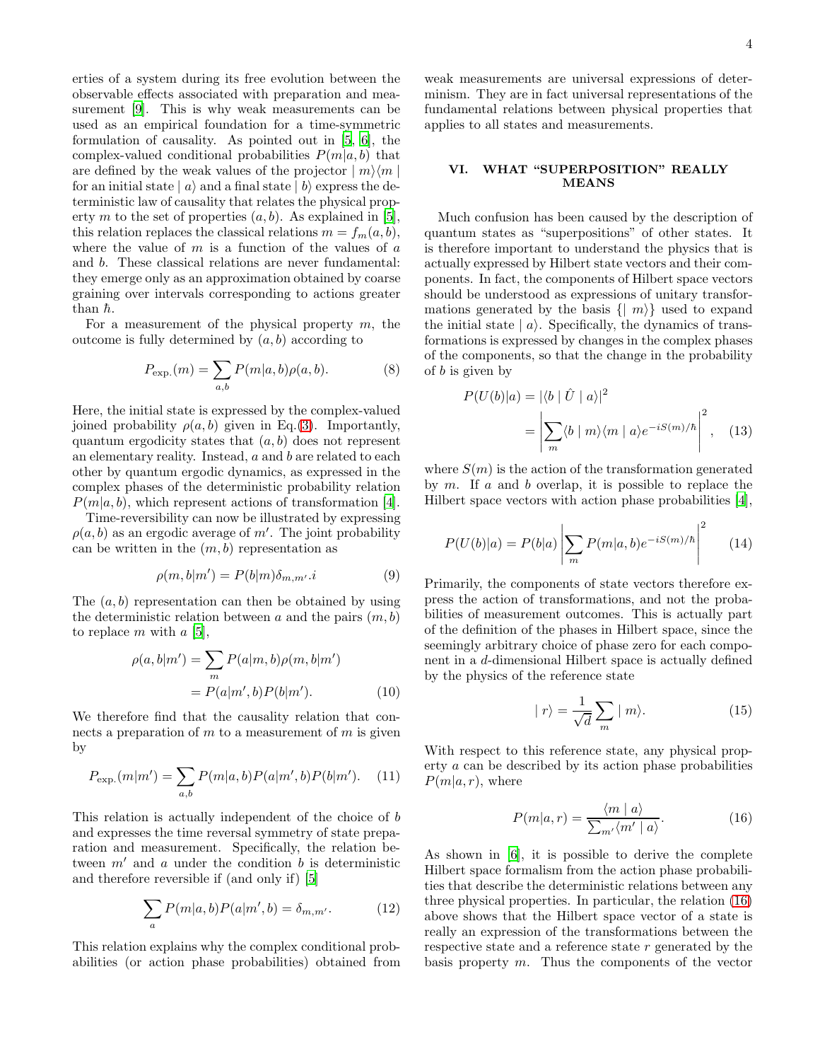erties of a system during its free evolution between the observable effects associated with preparation and measurement [9]. This is why weak measurements can be used as an empirical foundation for a time-symmetric formulation of causality. As pointed out in [5, 6], the complex-valued conditional probabilities $P(m|a,b)$ that are defined by the weak values of the projector $\mid m\rangle\langle m \mid$ for an initial state $\mid a\rangle$ and a final state $\mid b\rangle$ express the deterministic law of causality that relates the physical property $m$ to the set of properties $(a,b)$. As explained in [5], this relation replaces the classical relations $m = f_m(a,b)$, where the value of $m$ is a function of the values of $a$ and $b$. These classical relations are never fundamental: they emerge only as an approximation obtained by coarse graining over intervals corresponding to actions greater than $\hbar$.

For a measurement of the physical property $m$, the outcome is fully determined by $(a,b)$ according to

$$P_{\text{exp.}}(m) = \sum_{a,b} P(m|a,b)\rho(a,b). \tag{8}$$

Here, the initial state is expressed by the complex-valued joined probability $\rho(a,b)$ given in Eq.(3). Importantly, quantum ergodicity states that $(a,b)$ does not represent an elementary reality. Instead, $a$ and $b$ are related to each other by quantum ergodic dynamics, as expressed in the complex phases of the deterministic probability relation $P(m|a,b)$, which represent actions of transformation [4].

Time-reversibility can now be illustrated by expressing $\rho(a,b)$ as an ergodic average of $m'$. The joint probability can be written in the $(m,b)$ representation as

$$\rho(m,b|m') = P(b|m)\delta_{m,m'}.i \tag{9}$$

The $(a,b)$ representation can then be obtained by using the deterministic relation between $a$ and the pairs $(m,b)$ to replace $m$ with $a$ [5],

$$\begin{aligned}\rho(a,b|m') &= \sum_m P(a|m,b)\rho(m,b|m') \\ &= P(a|m',b)P(b|m').\end{aligned} \tag{10}$$

We therefore find that the causality relation that connects a preparation of $m$ to a measurement of $m$ is given by

$$P_{\text{exp.}}(m|m') = \sum_{a,b} P(m|a,b)P(a|m',b)P(b|m'). \tag{11}$$

This relation is actually independent of the choice of $b$ and expresses the time reversal symmetry of state preparation and measurement. Specifically, the relation between $m'$ and $a$ under the condition $b$ is deterministic and therefore reversible if (and only if) [5]

$$\sum_a P(m|a,b)P(a|m',b) = \delta_{m,m'}. \tag{12}$$

This relation explains why the complex conditional probabilities (or action phase probabilities) obtained from weak measurements are universal expressions of determinism. They are in fact universal representations of the fundamental relations between physical properties that applies to all states and measurements.

## VI. WHAT "SUPERPOSITION" REALLY MEANS

Much confusion has been caused by the description of quantum states as "superpositions" of other states. It is therefore important to understand the physics that is actually expressed by Hilbert state vectors and their components. In fact, the components of Hilbert space vectors should be understood as expressions of unitary transformations generated by the basis $\{\mid m\rangle\}$ used to expand the initial state $\mid a\rangle$. Specifically, the dynamics of transformations is expressed by changes in the complex phases of the components, so that the change in the probability of $b$ is given by

$$\begin{aligned}P(U(b)|a) &= |\langle b \mid \hat{U} \mid a\rangle|^2 \\ &= \left|\sum_m \langle b \mid m\rangle\langle m \mid a\rangle e^{-iS(m)/\hbar}\right|^2,\end{aligned} \tag{13}$$

where $S(m)$ is the action of the transformation generated by $m$. If $a$ and $b$ overlap, it is possible to replace the Hilbert space vectors with action phase probabilities [4],

$$P(U(b)|a) = P(b|a)\left|\sum_m P(m|a,b)e^{-iS(m)/\hbar}\right|^2 \tag{14}$$

Primarily, the components of state vectors therefore express the action of transformations, and not the probabilities of measurement outcomes. This is actually part of the definition of the phases in Hilbert space, since the seemingly arbitrary choice of phase zero for each component in a $d$-dimensional Hilbert space is actually defined by the physics of the reference state

$$\mid r\rangle = \frac{1}{\sqrt{d}}\sum_m \mid m\rangle. \tag{15}$$

With respect to this reference state, any physical property $a$ can be described by its action phase probabilities $P(m|a,r)$, where

$$P(m|a,r) = \frac{\langle m \mid a\rangle}{\sum_{m'}\langle m' \mid a\rangle}. \tag{16}$$

As shown in [6], it is possible to derive the complete Hilbert space formalism from the action phase probabilities that describe the deterministic relations between any three physical properties. In particular, the relation (16) above shows that the Hilbert space vector of a state is really an expression of the transformations between the respective state and a reference state $r$ generated by the basis property $m$. Thus the components of the vector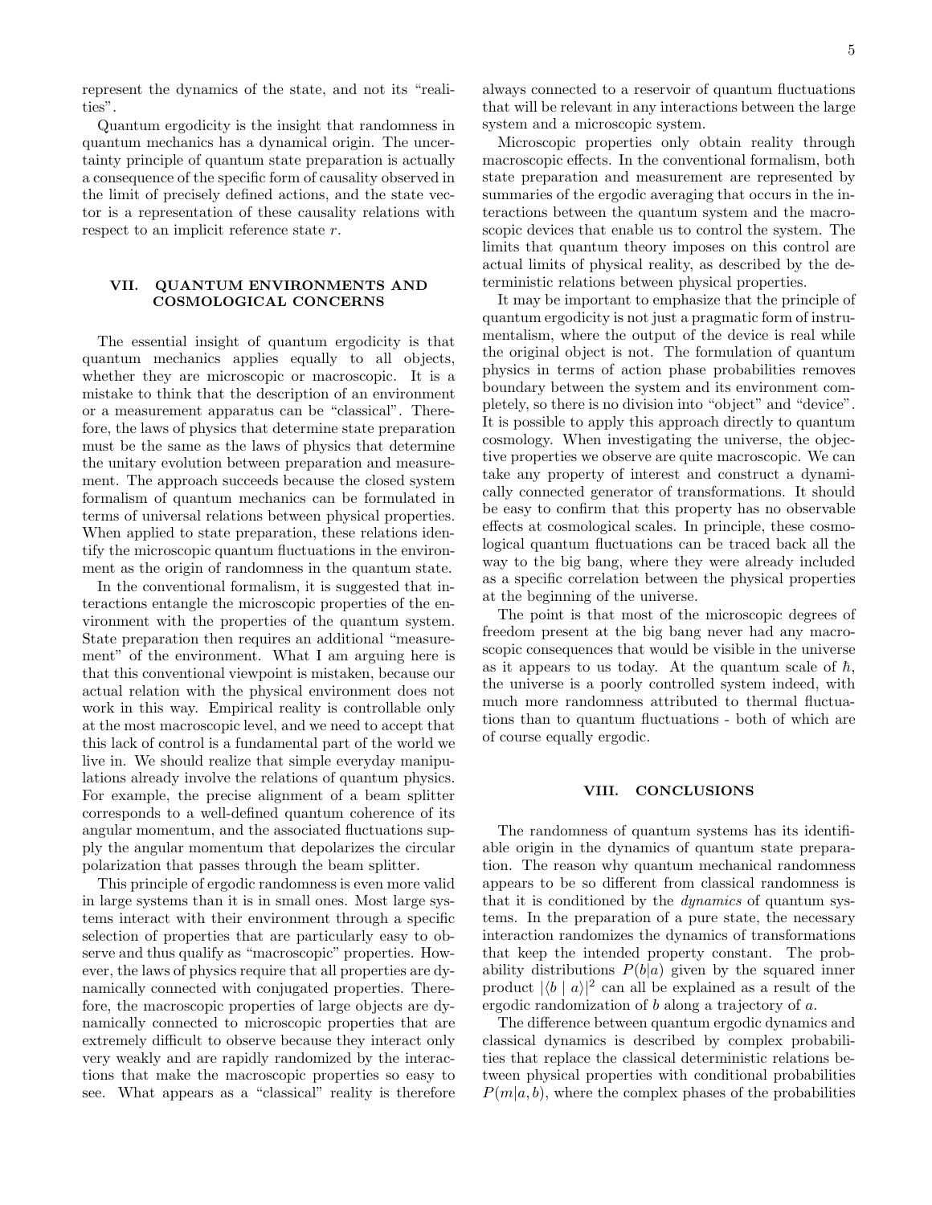represent the dynamics of the state, and not its "realities".

Quantum ergodicity is the insight that randomness in quantum mechanics has a dynamical origin. The uncertainty principle of quantum state preparation is actually a consequence of the specific form of causality observed in the limit of precisely defined actions, and the state vector is a representation of these causality relations with respect to an implicit reference state $r$.

## VII. QUANTUM ENVIRONMENTS AND COSMOLOGICAL CONCERNS

The essential insight of quantum ergodicity is that quantum mechanics applies equally to all objects, whether they are microscopic or macroscopic. It is a mistake to think that the description of an environment or a measurement apparatus can be "classical". Therefore, the laws of physics that determine state preparation must be the same as the laws of physics that determine the unitary evolution between preparation and measurement. The approach succeeds because the closed system formalism of quantum mechanics can be formulated in terms of universal relations between physical properties. When applied to state preparation, these relations identify the microscopic quantum fluctuations in the environment as the origin of randomness in the quantum state.

In the conventional formalism, it is suggested that interactions entangle the microscopic properties of the environment with the properties of the quantum system. State preparation then requires an additional "measurement" of the environment. What I am arguing here is that this conventional viewpoint is mistaken, because our actual relation with the physical environment does not work in this way. Empirical reality is controllable only at the most macroscopic level, and we need to accept that this lack of control is a fundamental part of the world we live in. We should realize that simple everyday manipulations already involve the relations of quantum physics. For example, the precise alignment of a beam splitter corresponds to a well-defined quantum coherence of its angular momentum, and the associated fluctuations supply the angular momentum that depolarizes the circular polarization that passes through the beam splitter.

This principle of ergodic randomness is even more valid in large systems than it is in small ones. Most large systems interact with their environment through a specific selection of properties that are particularly easy to observe and thus qualify as "macroscopic" properties. However, the laws of physics require that all properties are dynamically connected with conjugated properties. Therefore, the macroscopic properties of large objects are dynamically connected to microscopic properties that are extremely difficult to observe because they interact only very weakly and are rapidly randomized by the interactions that make the macroscopic properties so easy to see. What appears as a "classical" reality is therefore always connected to a reservoir of quantum fluctuations that will be relevant in any interactions between the large system and a microscopic system.

Microscopic properties only obtain reality through macroscopic effects. In the conventional formalism, both state preparation and measurement are represented by summaries of the ergodic averaging that occurs in the interactions between the quantum system and the macroscopic devices that enable us to control the system. The limits that quantum theory imposes on this control are actual limits of physical reality, as described by the deterministic relations between physical properties.

It may be important to emphasize that the principle of quantum ergodicity is not just a pragmatic form of instrumentalism, where the output of the device is real while the original object is not. The formulation of quantum physics in terms of action phase probabilities removes boundary between the system and its environment completely, so there is no division into "object" and "device". It is possible to apply this approach directly to quantum cosmology. When investigating the universe, the objective properties we observe are quite macroscopic. We can take any property of interest and construct a dynamically connected generator of transformations. It should be easy to confirm that this property has no observable effects at cosmological scales. In principle, these cosmological quantum fluctuations can be traced back all the way to the big bang, where they were already included as a specific correlation between the physical properties at the beginning of the universe.

The point is that most of the microscopic degrees of freedom present at the big bang never had any macroscopic consequences that would be visible in the universe as it appears to us today. At the quantum scale of $\hbar$, the universe is a poorly controlled system indeed, with much more randomness attributed to thermal fluctuations than to quantum fluctuations - both of which are of course equally ergodic.

## VIII. CONCLUSIONS

The randomness of quantum systems has its identifiable origin in the dynamics of quantum state preparation. The reason why quantum mechanical randomness appears to be so different from classical randomness is that it is conditioned by the *dynamics* of quantum systems. In the preparation of a pure state, the necessary interaction randomizes the dynamics of transformations that keep the intended property constant. The probability distributions $P(b|a)$ given by the squared inner product $|\langle b \mid a\rangle|^2$ can all be explained as a result of the ergodic randomization of $b$ along a trajectory of $a$.

The difference between quantum ergodic dynamics and classical dynamics is described by complex probabilities that replace the classical deterministic relations between physical properties with conditional probabilities $P(m|a, b)$, where the complex phases of the probabilities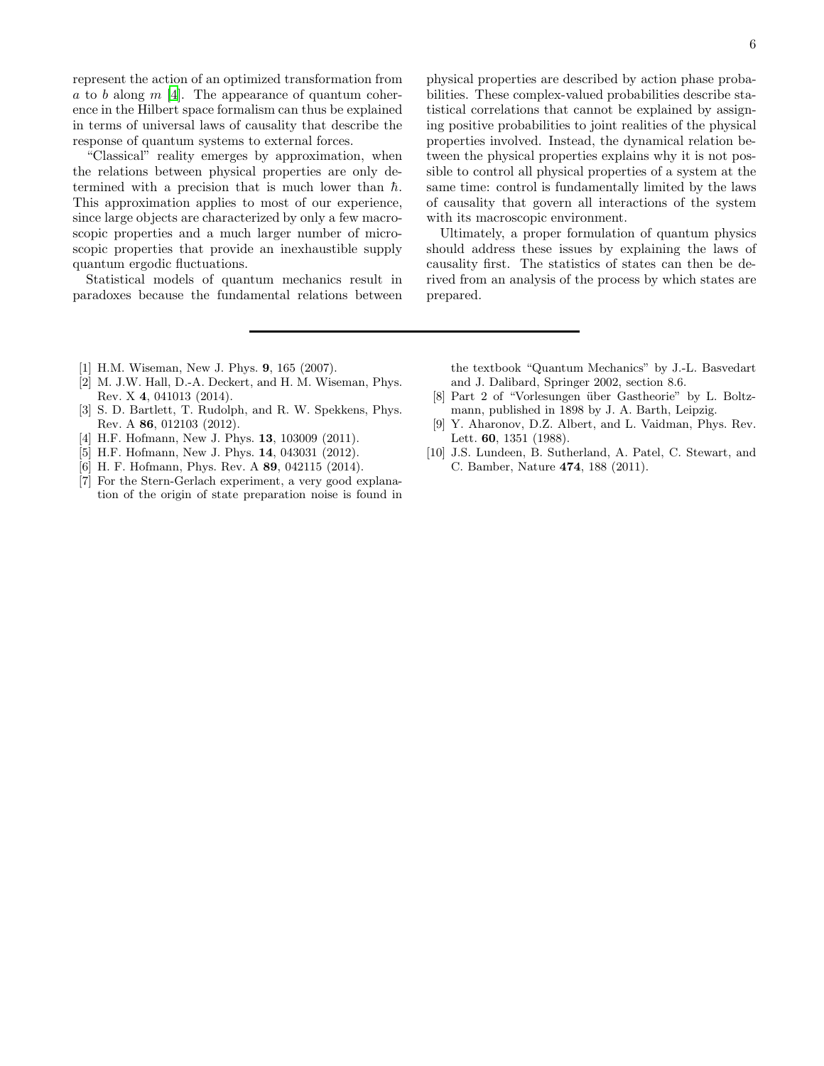represent the action of an optimized transformation from $a$ to $b$ along $m$ [4]. The appearance of quantum coherence in the Hilbert space formalism can thus be explained in terms of universal laws of causality that describe the response of quantum systems to external forces.

"Classical" reality emerges by approximation, when the relations between physical properties are only determined with a precision that is much lower than $\hbar$. This approximation applies to most of our experience, since large objects are characterized by only a few macroscopic properties and a much larger number of microscopic properties that provide an inexhaustible supply quantum ergodic fluctuations.

Statistical models of quantum mechanics result in paradoxes because the fundamental relations between physical properties are described by action phase probabilities. These complex-valued probabilities describe statistical correlations that cannot be explained by assigning positive probabilities to joint realities of the physical properties involved. Instead, the dynamical relation between the physical properties explains why it is not possible to control all physical properties of a system at the same time: control is fundamentally limited by the laws of causality that govern all interactions of the system with its macroscopic environment.

Ultimately, a proper formulation of quantum physics should address these issues by explaining the laws of causality first. The statistics of states can then be derived from an analysis of the process by which states are prepared.

---

[1] H.M. Wiseman, New J. Phys. **9**, 165 (2007).

[2] M. J.W. Hall, D.-A. Deckert, and H. M. Wiseman, Phys. Rev. X **4**, 041013 (2014).

[3] S. D. Bartlett, T. Rudolph, and R. W. Spekkens, Phys. Rev. A **86**, 012103 (2012).

[4] H.F. Hofmann, New J. Phys. **13**, 103009 (2011).

[5] H.F. Hofmann, New J. Phys. **14**, 043031 (2012).

[6] H. F. Hofmann, Phys. Rev. A **89**, 042115 (2014).

[7] For the Stern-Gerlach experiment, a very good explanation of the origin of state preparation noise is found in the textbook "Quantum Mechanics" by J.-L. Basvedart and J. Dalibard, Springer 2002, section 8.6.

[8] Part 2 of "Vorlesungen über Gastheorie" by L. Boltzmann, published in 1898 by J. A. Barth, Leipzig.

[9] Y. Aharonov, D.Z. Albert, and L. Vaidman, Phys. Rev. Lett. **60**, 1351 (1988).

[10] J.S. Lundeen, B. Sutherland, A. Patel, C. Stewart, and C. Bamber, Nature **474**, 188 (2011).